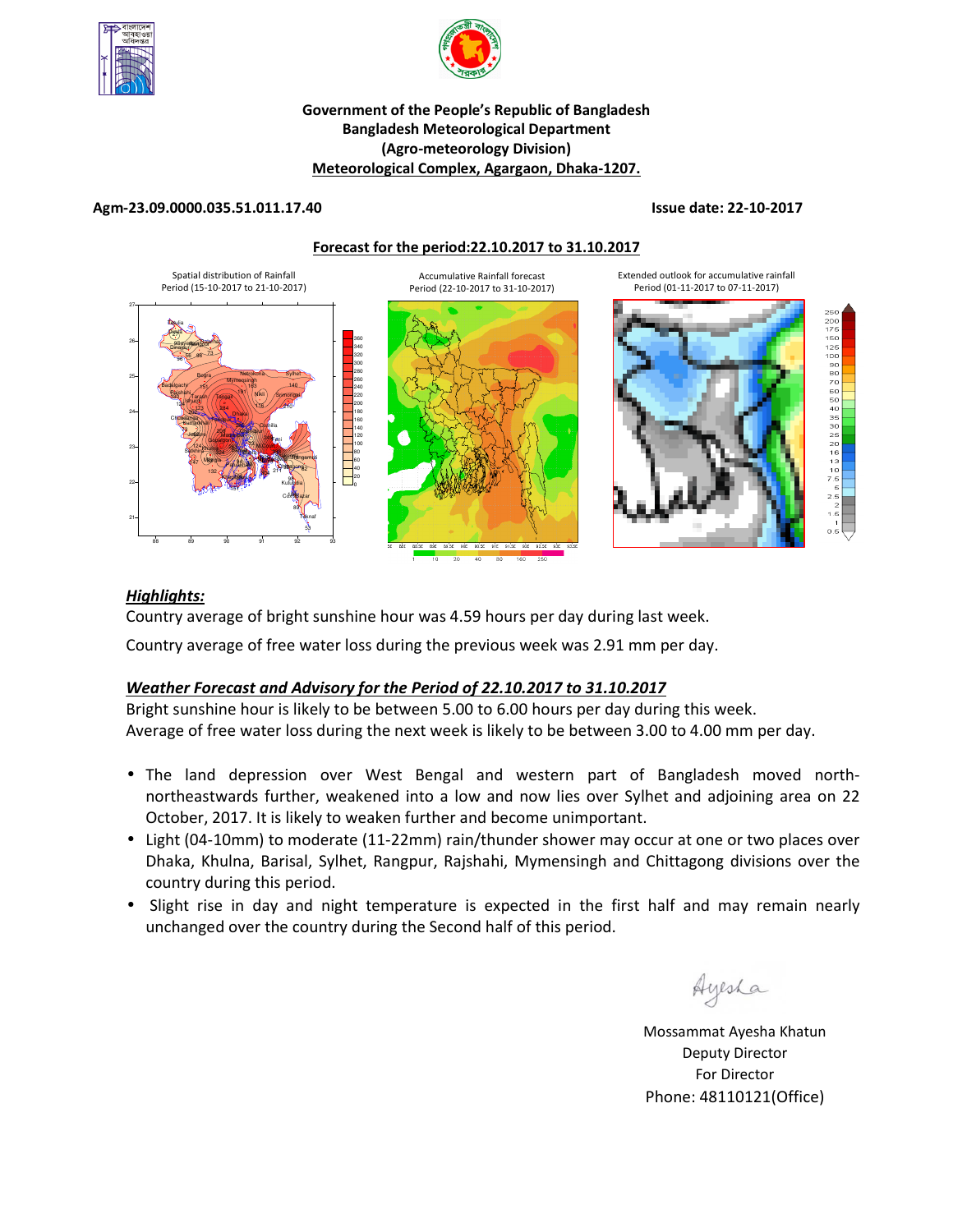**Government of the People's Republic of Bangladesh**
**Bangladesh Meteorological Department**
**(Agro-meteorology Division)**
**Meteorological Complex, Agargaon, Dhaka-1207.**

**Agm-23.09.0000.035.51.011.17.40** **Issue date: 22-10-2017**

**Forecast for the period:22.10.2017 to 31.10.2017**

Spatial distribution of Rainfall Period (15-10-2017 to 21-10-2017)

Accumulative Rainfall forecast Period (22-10-2017 to 31-10-2017)

Extended outlook for accumulative rainfall Period (01-11-2017 to 07-11-2017)

## *Highlights:*

Country average of bright sunshine hour was 4.59 hours per day during last week.

Country average of free water loss during the previous week was 2.91 mm per day.

## *Weather Forecast and Advisory for the Period of 22.10.2017 to 31.10.2017*

Bright sunshine hour is likely to be between 5.00 to 6.00 hours per day during this week.
Average of free water loss during the next week is likely to be between 3.00 to 4.00 mm per day.

- The land depression over West Bengal and western part of Bangladesh moved north-northeastwards further, weakened into a low and now lies over Sylhet and adjoining area on 22 October, 2017. It is likely to weaken further and become unimportant.
- Light (04-10mm) to moderate (11-22mm) rain/thunder shower may occur at one or two places over Dhaka, Khulna, Barisal, Sylhet, Rangpur, Rajshahi, Mymensingh and Chittagong divisions over the country during this period.
- Slight rise in day and night temperature is expected in the first half and may remain nearly unchanged over the country during the Second half of this period.

Ayesha

Mossammat Ayesha Khatun
Deputy Director
For Director
Phone: 48110121(Office)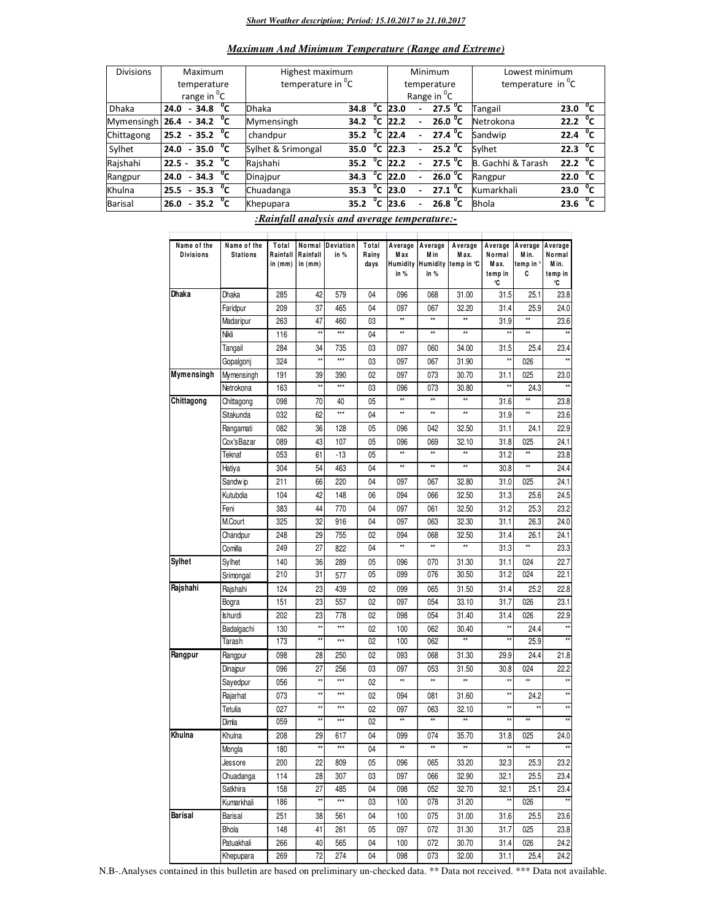***Short Weather description; Period: 15.10.2017 to 21.10.2017***

***Maximum And Minimum Temperature (Range and Extreme)***

| Divisions | Maximum temperature range in $^0$C | Highest maximum temperature in $^0$C | | Minimum temperature Range in $^0$C | Lowest minimum temperature in $^0$C | |
|---|---|---|---|---|---|---|
| Dhaka | 24.0 - 34.8 $^0$C | Dhaka | 34.8 $^0$C | 23.0 - 27.5 $^0$C | Tangail | 23.0 $^0$C |
| Mymensingh | 26.4 - 34.2 $^0$C | Mymensingh | 34.2 $^0$C | 22.2 - 26.0 $^0$C | Netrokona | 22.2 $^0$C |
| Chittagong | 25.2 - 35.2 $^0$C | chandpur | 35.2 $^0$C | 22.4 - 27.4 $^0$C | Sandwip | 22.4 $^0$C |
| Sylhet | 24.0 - 35.0 $^0$C | Sylhet & Srimongal | 35.0 $^0$C | 22.3 - 25.2 $^0$C | Sylhet | 22.3 $^0$C |
| Rajshahi | 22.5 - 35.2 $^0$C | Rajshahi | 35.2 $^0$C | 22.2 - 27.5 $^0$C | B. Gachhi & Tarash | 22.2 $^0$C |
| Rangpur | 24.0 - 34.3 $^0$C | Dinajpur | 34.3 $^0$C | 22.0 - 26.0 $^0$C | Rangpur | 22.0 $^0$C |
| Khulna | 25.5 - 35.3 $^0$C | Chuadanga | 35.3 $^0$C | 23.0 - 27.1 $^0$C | Kumarkhali | 23.0 $^0$C |
| Barisal | 26.0 - 35.2 $^0$C | Khepupara | 35.2 $^0$C | 23.6 - 26.8 $^0$C | Bhola | 23.6 $^0$C |

***:Rainfall analysis and average temperature:-***

| Name of the Divisions | Name of the Stations | Total Rainfall in (mm) | Normal Rainfall in (mm) | Deviation in % | Total Rainy days | Average Max Humidity in % | Average Min Humidity in % | Average Max. temp in ℃ | Average Normal Max. temp in ℃ | Average Min. temp in ° C | Average Normal Min. temp in ℃ |
|---|---|---|---|---|---|---|---|---|---|---|---|
| **Dhaka** | Dhaka | 285 | 42 | 579 | 04 | 096 | 068 | 31.00 | 31.5 | 25.1 | 23.8 |
| | Faridpur | 209 | 37 | 465 | 04 | 097 | 067 | 32.20 | 31.4 | 25.9 | 24.0 |
| | Madaripur | 263 | 47 | 460 | 03 | ** | ** | ** | 31.9 | ** | 23.6 |
| | Nikli | 116 | ** | *** | 04 | ** | ** | ** | ** | ** | ** |
| | Tangail | 284 | 34 | 735 | 03 | 097 | 060 | 34.00 | 31.5 | 25.4 | 23.4 |
| | Gopalgonj | 324 | ** | *** | 03 | 097 | 067 | 31.90 | ** | 026 | ** |
| **Mymensingh** | Mymensingh | 191 | 39 | 390 | 02 | 097 | 073 | 30.70 | 31.1 | 025 | 23.0 |
| | Netrokona | 163 | ** | *** | 03 | 096 | 073 | 30.80 | ** | 24.3 | ** |
| **Chittagong** | Chittagong | 098 | 70 | 40 | 05 | ** | ** | ** | 31.6 | ** | 23.8 |
| | Sitakunda | 032 | 62 | *** | 04 | ** | ** | ** | 31.9 | ** | 23.6 |
| | Rangamati | 082 | 36 | 128 | 05 | 096 | 042 | 32.50 | 31.1 | 24.1 | 22.9 |
| | Cox'sBazar | 089 | 43 | 107 | 05 | 096 | 069 | 32.10 | 31.8 | 025 | 24.1 |
| | Teknaf | 053 | 61 | -13 | 05 | ** | ** | ** | 31.2 | ** | 23.8 |
| | Hatiya | 304 | 54 | 463 | 04 | ** | ** | ** | 30.8 | ** | 24.4 |
| | Sandwip | 211 | 66 | 220 | 04 | 097 | 067 | 32.80 | 31.0 | 025 | 24.1 |
| | Kutubdia | 104 | 42 | 148 | 06 | 094 | 066 | 32.50 | 31.3 | 25.6 | 24.5 |
| | Feni | 383 | 44 | 770 | 04 | 097 | 061 | 32.50 | 31.2 | 25.3 | 23.2 |
| | M.Court | 325 | 32 | 916 | 04 | 097 | 063 | 32.30 | 31.1 | 26.3 | 24.0 |
| | Chandpur | 248 | 29 | 755 | 02 | 094 | 068 | 32.50 | 31.4 | 26.1 | 24.1 |
| | Comilla | 249 | 27 | 822 | 04 | ** | ** | ** | 31.3 | ** | 23.3 |
| **Sylhet** | Sylhet | 140 | 36 | 289 | 05 | 096 | 070 | 31.30 | 31.1 | 024 | 22.7 |
| | Srimongal | 210 | 31 | 577 | 05 | 099 | 076 | 30.50 | 31.2 | 024 | 22.1 |
| **Rajshahi** | Rajshahi | 124 | 23 | 439 | 02 | 099 | 065 | 31.50 | 31.4 | 25.2 | 22.8 |
| | Bogra | 151 | 23 | 557 | 02 | 097 | 054 | 33.10 | 31.7 | 026 | 23.1 |
| | Ishurdi | 202 | 23 | 778 | 02 | 098 | 054 | 31.40 | 31.4 | 026 | 22.9 |
| | Badalgachi | 130 | ** | *** | 02 | 100 | 062 | 30.40 | ** | 24.4 | ** |
| | Tarash | 173 | ** | *** | 02 | 100 | 062 | ** | ** | 25.9 | ** |
| **Rangpur** | Rangpur | 098 | 28 | 250 | 02 | 093 | 068 | 31.30 | 29.9 | 24.4 | 21.8 |
| | Dinajpur | 096 | 27 | 256 | 03 | 097 | 053 | 31.50 | 30.8 | 024 | 22.2 |
| | Sayedpur | 056 | ** | *** | 02 | ** | ** | ** | ** | ** | ** |
| | Rajarhat | 073 | ** | *** | 02 | 094 | 081 | 31.60 | ** | 24.2 | ** |
| | Tetulia | 027 | ** | *** | 02 | 097 | 063 | 32.10 | ** | ** | ** |
| | Dimla | 059 | ** | *** | 02 | ** | ** | ** | ** | ** | ** |
| **Khulna** | Khulna | 208 | 29 | 617 | 04 | 099 | 074 | 35.70 | 31.8 | 025 | 24.0 |
| | Mongla | 180 | ** | *** | 04 | ** | ** | ** | ** | ** | ** |
| | Jessore | 200 | 22 | 809 | 05 | 096 | 065 | 33.20 | 32.3 | 25.3 | 23.2 |
| | Chuadanga | 114 | 28 | 307 | 03 | 097 | 066 | 32.90 | 32.1 | 25.5 | 23.4 |
| | Satkhira | 158 | 27 | 485 | 04 | 098 | 052 | 32.70 | 32.1 | 25.1 | 23.4 |
| | Kumarkhali | 186 | ** | *** | 03 | 100 | 078 | 31.20 | ** | 026 | ** |
| **Barisal** | Barisal | 251 | 38 | 561 | 04 | 100 | 075 | 31.00 | 31.6 | 25.5 | 23.6 |
| | Bhola | 148 | 41 | 261 | 05 | 097 | 072 | 31.30 | 31.7 | 025 | 23.8 |
| | Patuakhali | 266 | 40 | 565 | 04 | 100 | 072 | 30.70 | 31.4 | 026 | 24.2 |
| | Khepupara | 269 | 72 | 274 | 04 | 098 | 073 | 32.00 | 31.1 | 25.4 | 24.2 |

N.B-.Analyses contained in this bulletin are based on preliminary un-checked data. ** Data not received. *** Data not available.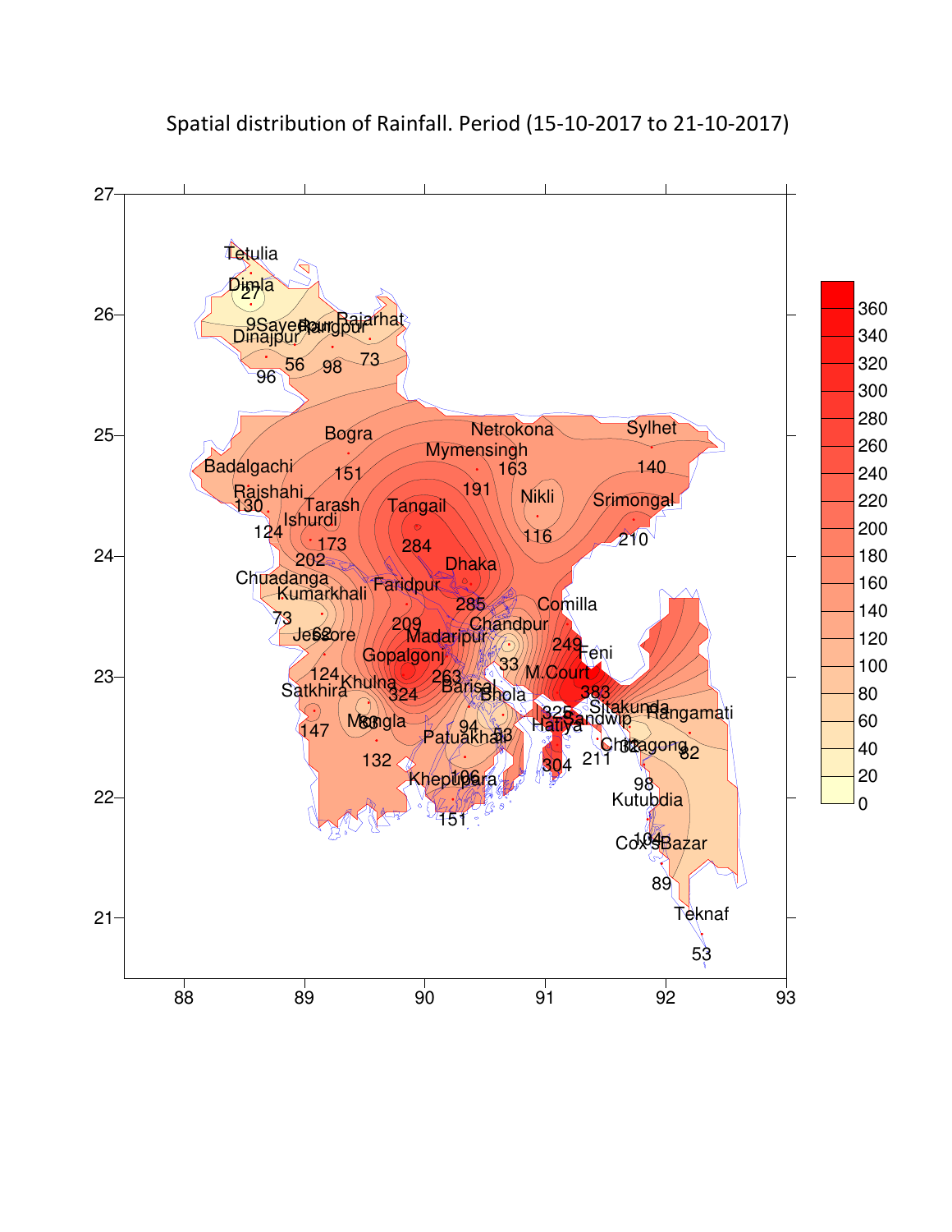Spatial distribution of Rainfall. Period (15-10-2017 to 21-10-2017)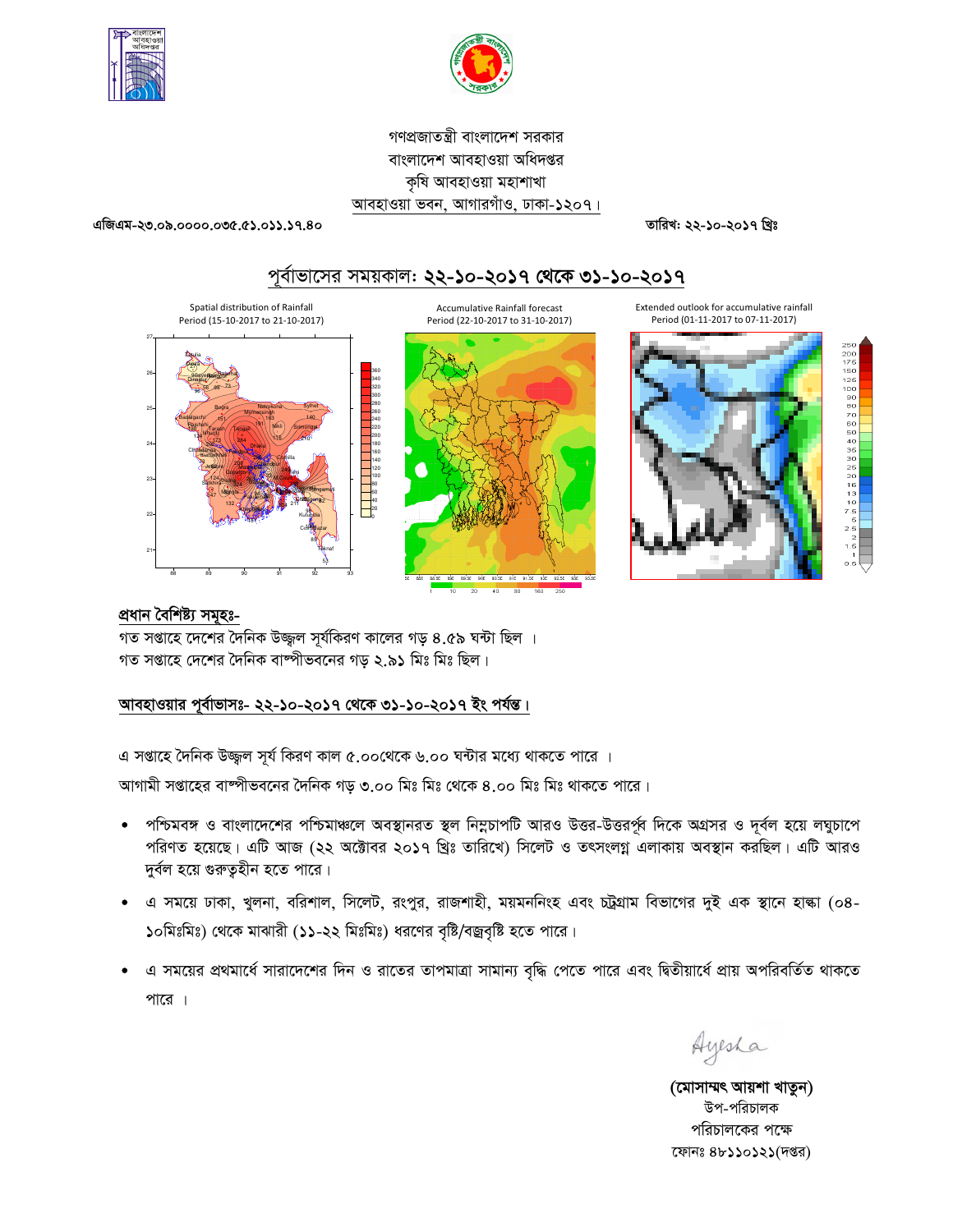গণপ্রজাতন্ত্রী বাংলাদেশ সরকার
বাংলাদেশ আবহাওয়া অধিদপ্তর
কৃষি আবহাওয়া মহাশাখা
আবহাওয়া ভবন, আগারগাঁও, ঢাকা-১২০৭।

এজিএম-২৩.০৯.০০০০.০৩৫.৫১.০১১.১৭.৪০

তারিখ: ২২-১০-২০১৭ খ্রিঃ

## পূর্বাভাসের সময়কাল: ২২-১০-২০১৭ থেকে ৩১-১০-২০১৭

Spatial distribution of Rainfall
Period (15-10-2017 to 21-10-2017)

Accumulative Rainfall forecast
Period (22-10-2017 to 31-10-2017)

Extended outlook for accumulative rainfall
Period (01-11-2017 to 07-11-2017)

### প্রধান বৈশিষ্ট্য সমূহঃ-

গত সপ্তাহে দেশের দৈনিক উজ্জ্বল সূর্যকিরণ কালের গড় ৪.৫৯ ঘন্টা ছিল ।
গত সপ্তাহে দেশের দৈনিক বাষ্পীভবনের গড় ২.৯১ মিঃ মিঃ ছিল।

### আবহাওয়ার পূর্বাভাসঃ- ২২-১০-২০১৭ থেকে ৩১-১০-২০১৭ ইং পর্যন্ত।

এ সপ্তাহে দৈনিক উজ্জ্বল সূর্য কিরণ কাল ৫.০০থেকে ৬.০০ ঘন্টার মধ্যে থাকতে পারে ।

আগামী সপ্তাহের বাষ্পীভবনের দৈনিক গড় ৩.০০ মিঃ মিঃ থেকে ৪.০০ মিঃ মিঃ থাকতে পারে।

- পশ্চিমবঙ্গ ও বাংলাদেশের পশ্চিমাঞ্চলে অবস্থানরত স্থল নিম্নচাপটি আরও উত্তর-উত্তরপূর্ব দিকে অগ্রসর ও দূর্বল হয়ে লঘুচাপে পরিণত হয়েছে। এটি আজ (২২ অক্টোবর ২০১৭ খ্রিঃ তারিখে) সিলেট ও তৎসংলগ্ন এলাকায় অবস্থান করছিল। এটি আরও দুর্বল হয়ে গুরুত্বহীন হতে পারে।
- এ সময়ে ঢাকা, খুলনা, বরিশাল, সিলেট, রংপুর, রাজশাহী, ময়মনসিংহ এবং চট্টগ্রাম বিভাগের দুই এক স্থানে হাল্কা (০৪-১০মিঃমিঃ) থেকে মাঝারী (১১-২২ মিঃমিঃ) ধরণের বৃষ্টি/বজ্রবৃষ্টি হতে পারে।
- এ সময়ের প্রথমার্ধে সারাদেশের দিন ও রাতের তাপমাত্রা সামান্য বৃদ্ধি পেতে পারে এবং দ্বিতীয়ার্ধে প্রায় অপরিবর্তিত থাকতে পারে ।

Ayesha

**(মোসাম্মৎ আয়শা খাতুন)**
উপ-পরিচালক
পরিচালকের পক্ষে
ফোনঃ ৪৮১১০১২১(দপ্তর)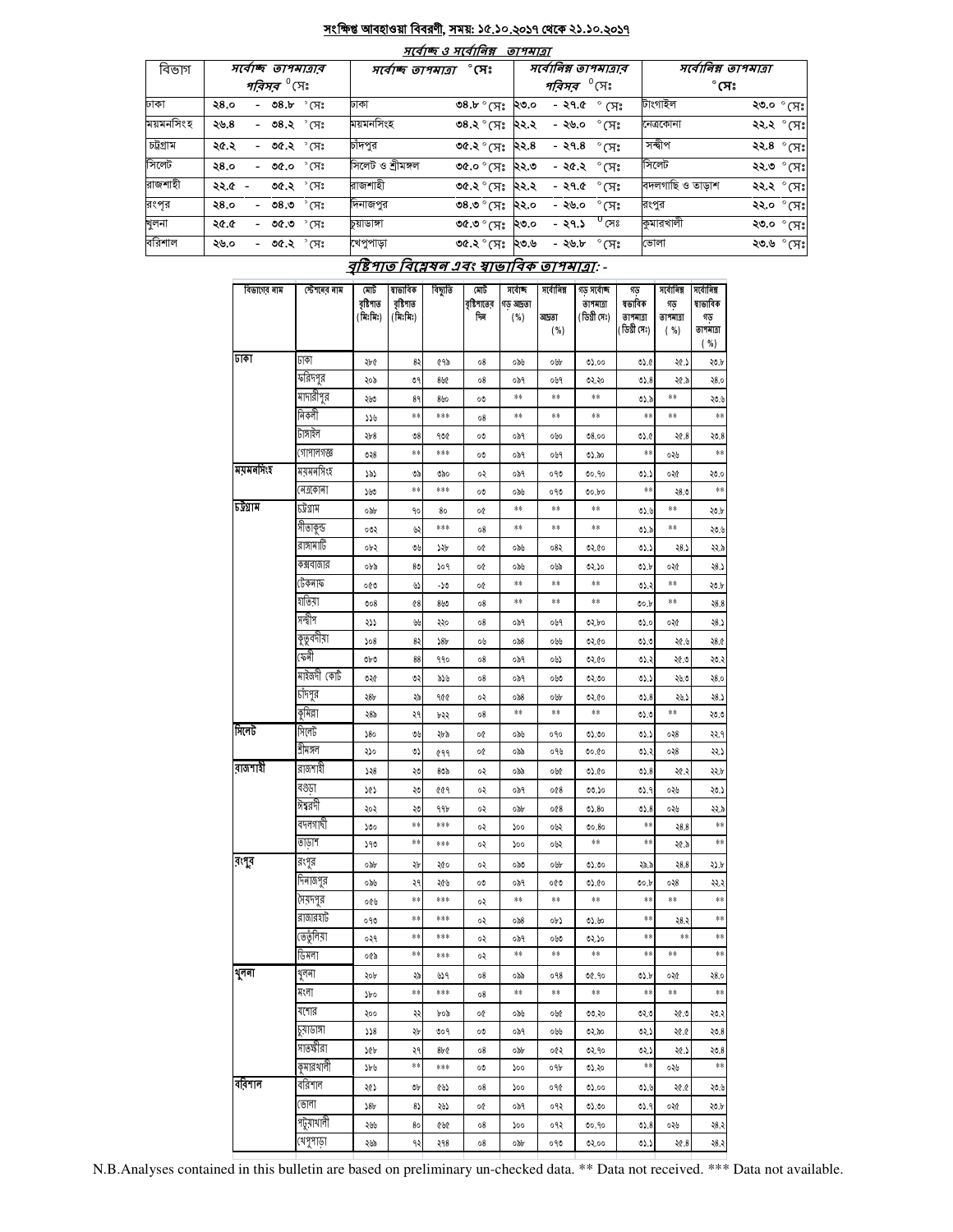## সংক্ষিপ্ত আবহাওয়া বিবরণী, সময়: ১৫.১০.২০১৭ থেকে ২১.১০.২০১৭

### সর্বোচ্চ ও সর্বোনিম্ন তাপমাত্রা

| বিভাগ | সর্বোচ্চ তাপমাত্রার পরিসর °সেঃ | সর্বোচ্চ তাপমাত্রা °সেঃ | | সর্বোনিম্ন তাপমাত্রার পরিসর °সেঃ | সর্বোনিম্ন তাপমাত্রা °সেঃ | |
|---|---|---|---|---|---|---|
| ঢাকা | ২৪.০ - ৩৪.৮ °সেঃ | ঢাকা | ৩৪.৮ °সেঃ | ২৩.০ - ২৭.৫ °সেঃ | টাংগাইল | ২৩.০ °সেঃ |
| ময়মনসিংহ | ২৬.৪ - ৩৪.২ °সেঃ | ময়মনসিংহ | ৩৪.২ °সেঃ | ২২.২ - ২৬.০ °সেঃ | নেত্রকোনা | ২২.২ °সেঃ |
| চট্টগ্রাম | ২৫.২ - ৩৫.২ °সেঃ | চাঁদপুর | ৩৫.২ °সেঃ | ২২.৪ - ২৭.৪ °সেঃ | সন্দীপ | ২২.৪ °সেঃ |
| সিলেট | ২৪.০ - ৩৫.০ °সেঃ | সিলেট ও শ্রীমঙ্গল | ৩৫.০ °সেঃ | ২২.৩ - ২৫.২ °সেঃ | সিলেট | ২২.৩ °সেঃ |
| রাজশাহী | ২২.৫ - ৩৫.২ °সেঃ | রাজশাহী | ৩৫.২ °সেঃ | ২২.২ - ২৭.৫ °সেঃ | বদলগাছি ও তাড়াশ | ২২.২ °সেঃ |
| রংপুর | ২৪.০ - ৩৪.৩ °সেঃ | দিনাজপুর | ৩৪.৩ °সেঃ | ২২.০ - ২৬.০ °সেঃ | রংপুর | ২২.০ °সেঃ |
| খুলনা | ২৫.৫ - ৩৫.৩ °সেঃ | চুয়াডাঙ্গা | ৩৫.৩ °সেঃ | ২৩.০ - ২৭.১ °সেঃ | কুমারখালী | ২৩.০ °সেঃ |
| বরিশাল | ২৬.০ - ৩৫.২ °সেঃ | খেপুপাড়া | ৩৫.২ °সেঃ | ২৩.৬ - ২৬.৮ °সেঃ | ভোলা | ২৩.৬ °সেঃ |

### বৃষ্টিপাত বিশ্লেষন এবং স্বাভাবিক তাপমাত্রা: -

| বিভাগের নাম | স্টেশনের নাম | মোট বৃষ্টিপাত (মিঃমিঃ) | স্বাভাবিক বৃষ্টিপাত (মিঃমিঃ) | বিচ্যুতি | মোট বৃষ্টিপাতের দিন | সর্বোচ্চ গড় আদ্রতা (%) | সর্বোনিম্ন আদ্রতা (%) | গড় সর্বোচ্চ তাপমাত্রা (ডিগ্রী সেঃ) | গড় স্বাভাবিক তাপমাত্রা (ডিগ্রী সেঃ) | সর্বোনিম্ন গড় তাপমাত্রা (%) | সর্বোনিম্ন স্বাভাবিক গড় তাপমাত্রা (%) |
|---|---|---|---|---|---|---|---|---|---|---|---|
| ঢাকা | ঢাকা | ২৮৫ | ৪২ | ৫৭৯ | ০৪ | ০৯৬ | ০৬৮ | ৩১.০০ | ৩১.৫ | ২৫.১ | ২৩.৮ |
| | ফরিদপুর | ২০৯ | ৩৭ | ৪৬৫ | ০৪ | ০৯৭ | ০৬৭ | ৩২.২০ | ৩১.৪ | ২৫.৯ | ২৪.০ |
| | মাদারীপুর | ২৬৩ | ৪৭ | ৪৬০ | ০৩ | ** | ** | ** | ৩১.৯ | ** | ২৩.৬ |
| | নিকলী | ১১৬ | ** | *** | ০৪ | ** | ** | ** | ** | ** | ** |
| | টাঙ্গাইল | ২৮৪ | ৩৪ | ৭৩৫ | ০৩ | ০৯৭ | ০৬০ | ৩৪.০০ | ৩১.৫ | ২৫.৪ | ২৩.৪ |
| | গোপালগঞ্জ | ৩২৪ | ** | *** | ০৩ | ০৯৭ | ০৬৭ | ৩১.৯০ | ** | ০২৬ | ** |
| ময়মনসিংহ | ময়মনসিংহ | ১৯১ | ৩৯ | ৩৯০ | ০২ | ০৯৭ | ০৭৩ | ৩০.৭০ | ৩১.১ | ০২৫ | ২৩.০ |
| | নেত্রকোনা | ১৬৩ | ** | *** | ০৩ | ০৯৬ | ০৭৩ | ৩০.৮০ | ** | ২৪.৩ | ** |
| চট্টগ্রাম | চট্টগ্রাম | ০৯৮ | ৭০ | ৪০ | ০৫ | ** | ** | ** | ৩১.৬ | ** | ২৩.৮ |
| | সীতাকুন্ড | ০৩২ | ৬২ | *** | ০৪ | ** | ** | ** | ৩১.৯ | ** | ২৩.৬ |
| | রাঙ্গামাটি | ০৮২ | ৩৬ | ১২৮ | ০৫ | ০৯৬ | ০৪২ | ৩২.৫০ | ৩১.১ | ২৪.১ | ২২.৯ |
| | কক্সবাজার | ০৮৯ | ৪৩ | ১০৭ | ০৫ | ০৯৬ | ০৬৯ | ৩২.১০ | ৩১.৮ | ০২৫ | ২৪.১ |
| | টেকনাফ | ০৫৩ | ৬১ | -১৩ | ০৫ | ** | ** | ** | ৩১.২ | ** | ২৩.৮ |
| | হাতিয়া | ৩০৪ | ৫৪ | ৪৬৩ | ০৪ | ** | ** | ** | ৩০.৮ | ** | ২৪.৪ |
| | সন্দ্বীপ | ২১১ | ৬৬ | ২২০ | ০৪ | ০৯৭ | ০৬৭ | ৩২.৮০ | ৩১.০ | ০২৫ | ২৪.১ |
| | কুতুবদীয়া | ১০৪ | ৪২ | ১৪৮ | ০৬ | ০৯৪ | ০৬৬ | ৩২.৫০ | ৩১.৩ | ২৫.৬ | ২৪.৫ |
| | ফেনী | ৩৮৩ | ৪৪ | ৭৭০ | ০৪ | ০৯৭ | ০৬১ | ৩২.৫০ | ৩১.২ | ২৫.৩ | ২৩.২ |
| | মাইজদী কোর্ট | ৩২৫ | ৩২ | ৯১৬ | ০৪ | ০৯৭ | ০৬৩ | ৩২.৩০ | ৩১.১ | ২৬.৩ | ২৪.০ |
| | চাঁদপুর | ২৪৮ | ২৯ | ৭৫৫ | ০২ | ০৯৪ | ০৬৮ | ৩২.৫০ | ৩১.৪ | ২৬.১ | ২৪.১ |
| | কুমিল্লা | ২৪৯ | ২৭ | ৮২২ | ০৪ | ** | ** | ** | ৩১.৩ | ** | ২৩.৩ |
| সিলেট | সিলেট | ১৪০ | ৩৬ | ২৮৯ | ০৫ | ০৯৬ | ০৭০ | ৩১.৩০ | ৩১.১ | ০২৪ | ২২.৭ |
| | শ্রীমঙ্গল | ২১০ | ৩১ | ৫৭৭ | ০৫ | ০৯৯ | ০৭৬ | ৩০.৫০ | ৩১.২ | ০২৪ | ২২.১ |
| রাজশাহী | রাজশাহী | ১২৪ | ২৩ | ৪৩৯ | ০২ | ০৯৯ | ০৬৫ | ৩১.৫০ | ৩১.৪ | ২৫.২ | ২২.৮ |
| | বগুড়া | ১৫১ | ২৩ | ৫৫৭ | ০২ | ০৯৭ | ০৫৪ | ৩৩.১০ | ৩১.৭ | ০২৬ | ২৩.১ |
| | ঈশ্বরদী | ২০২ | ২৩ | ৭৭৮ | ০২ | ০৯৮ | ০৫৪ | ৩১.৪০ | ৩১.৪ | ০২৬ | ২২.৯ |
| | বদলগাছী | ১৩০ | ** | *** | ০২ | ১০০ | ০৬২ | ৩০.৪০ | ** | ২৪.৪ | ** |
| | তাড়াশ | ১৭০ | ** | *** | ০২ | ১০০ | ০৬২ | ** | ** | ২৫.৯ | ** |
| রংপুর | রংপুর | ০৯৮ | ২৮ | ২৫০ | ০২ | ০৯৩ | ০৬৮ | ৩১.৩০ | ২৯.৯ | ২৪.৪ | ২১.৮ |
| | দিনাজপুর | ০৯৬ | ২৭ | ২৫৬ | ০৩ | ০৯৭ | ০৫৩ | ৩১.৫০ | ৩০.৮ | ০২৪ | ২২.২ |
| | সৈয়দপুর | ০৫৬ | ** | *** | ০২ | ** | ** | ** | ** | ** | ** |
| | রাজারহাট | ০৭৩ | ** | *** | ০২ | ০৯৪ | ০৮১ | ৩১.৬০ | ** | ২৪.২ | ** |
| | তেঁতুলিয়া | ০২৭ | ** | *** | ০২ | ০৯৭ | ০৬৩ | ৩২.১০ | ** | ** | ** |
| | ডিমলা | ০৫৯ | ** | *** | ০২ | ** | ** | ** | ** | ** | ** |
| খুলনা | খুলনা | ২০৮ | ২৯ | ৬১৭ | ০৪ | ০৯৯ | ০৭৪ | ৩৫.৭০ | ৩১.৮ | ০২৫ | ২৪.০ |
| | মংলা | ১৮০ | ** | *** | ০৪ | ** | ** | ** | ** | ** | ** |
| | যশোর | ২০০ | ২২ | ৮০৯ | ০৫ | ০৯৬ | ০৬৫ | ৩৩.২০ | ৩২.৩ | ২৫.৩ | ২৩.২ |
| | চুয়াডাঙ্গা | ১১৪ | ২৮ | ৩০৭ | ০৩ | ০৯৭ | ০৬৬ | ৩২.৯০ | ৩২.১ | ২৫.৫ | ২৩.৪ |
| | সাতক্ষীরা | ১৫৮ | ২৭ | ৪৮৫ | ০৪ | ০৯৮ | ০৫২ | ৩২.৭০ | ৩২.১ | ২৫.১ | ২৩.৪ |
| | কুমারখালী | ১৮৬ | ** | *** | ০৩ | ১০০ | ০৭৮ | ৩১.২০ | ** | ০২৬ | ** |
| বরিশাল | বরিশাল | ২৫১ | ৩৮ | ৫৬১ | ০৪ | ১০০ | ০৭৫ | ৩১.০০ | ৩১.৬ | ২৫.৫ | ২৩.৬ |
| | ভোলা | ১৪৮ | ৪১ | ২৬১ | ০৫ | ০৯৭ | ০৭২ | ৩১.৩০ | ৩১.৭ | ০২৫ | ২৩.৮ |
| | পটুয়াখালী | ২৬৬ | ৪০ | ৫৬৫ | ০৪ | ১০০ | ০৭২ | ৩০.৭০ | ৩১.৪ | ০২৬ | ২৪.২ |
| | খেপুপাড়া | ২৬৯ | ৭২ | ২৭৪ | ০৪ | ০৯৮ | ০৭৩ | ৩২.০০ | ৩১.১ | ২৫.৪ | ২৪.২ |

N.B.Analyses contained in this bulletin are based on preliminary un-checked data. ** Data not received. *** Data not available.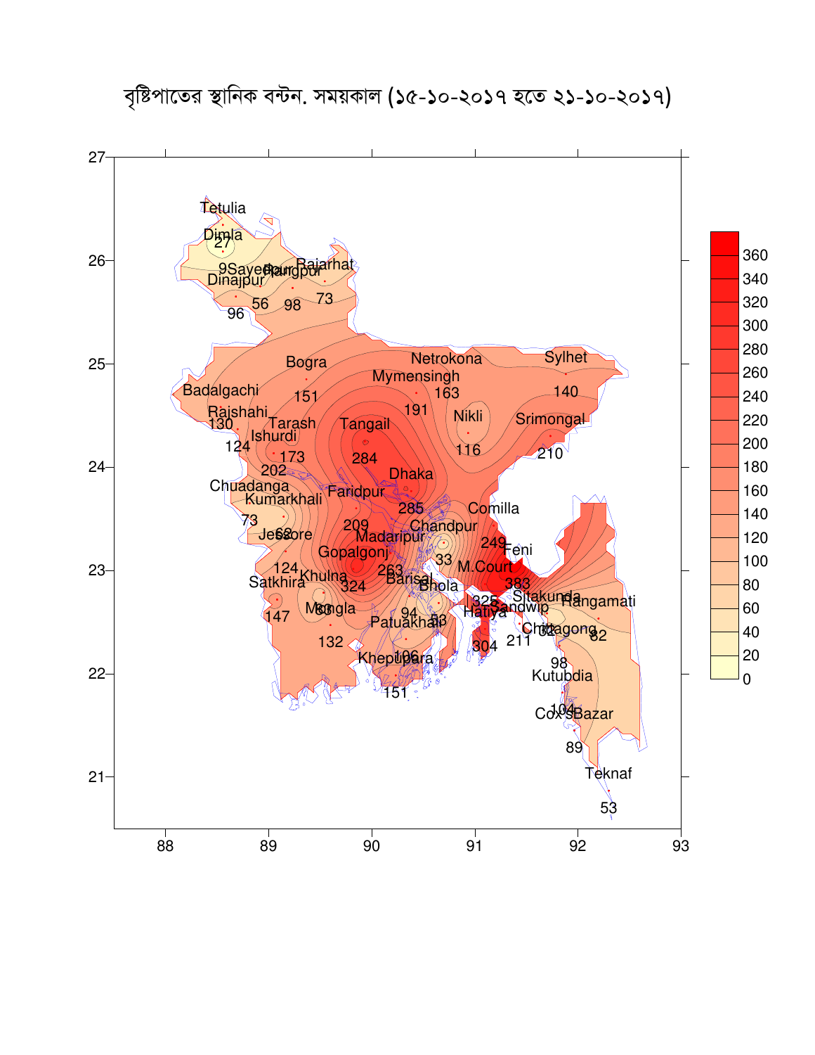# বৃষ্টিপাতের স্থানিক বন্টন. সময়কাল (১৫-১০-২০১৭ হতে ২১-১০-২০১৭)

27
26
25
24
23
22
21

88
89
90
91
92
93

Tetulia
Dimla
27
9Sayedpur
Rangpur
Rajarhat
Dinajpur
96
56
98
73
Bogra
151
Netrokona
Mymensingh
163
191
Sylhet
140
Badalgachi
Rajshahi
130
124
Tarash
Ishurdi
173
202
Tangail
284
Nikli
116
Srimongal
210
Dhaka
Chuadanga
Kumarkhali
73
Faridpur
285
209
Comilla
Chandpur
Madaripur
Jessore
68
Gopalgonj
263
33
249
Feni
M.Court
383
124
Satkhira
Khulna
324
Barisal
Bhola
147
Mongla
83
132
94
Patuakhali
53
325
Sandwip
Hatiya
304
Sitakunda
Rangamati
Chittagong
211
82
82
98
Kutubdia
Khepupara
106
151
104
CoxsBazar
89
Teknaf
53

360
340
320
300
280
260
240
220
200
180
160
140
120
100
80
60
40
20
0